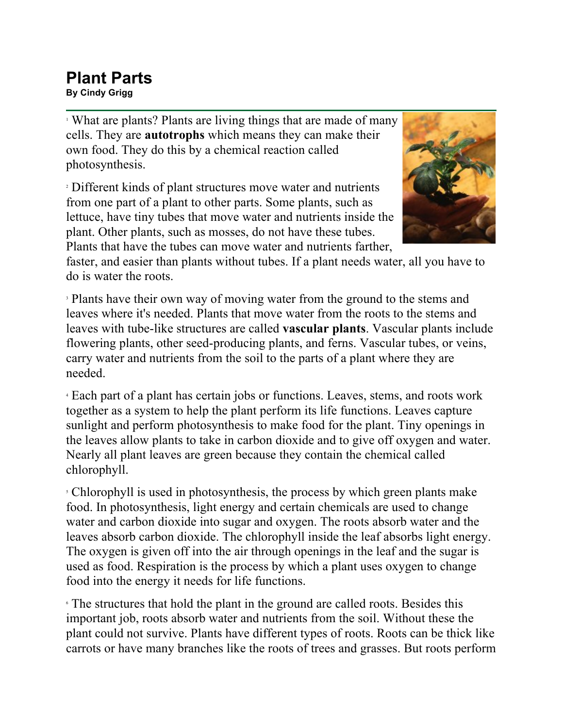# Plant Parts

**By Cindy Grigg**

[1] What are plants? Plants are living things that are made of many cells. They are **autotrophs** which means they can make their own food. They do this by a chemical reaction called photosynthesis.

[2] Different kinds of plant structures move water and nutrients from one part of a plant to other parts. Some plants, such as lettuce, have tiny tubes that move water and nutrients inside the plant. Other plants, such as mosses, do not have these tubes. Plants that have the tubes can move water and nutrients farther, faster, and easier than plants without tubes. If a plant needs water, all you have to do is water the roots.

[3] Plants have their own way of moving water from the ground to the stems and leaves where it's needed. Plants that move water from the roots to the stems and leaves with tube-like structures are called **vascular plants**. Vascular plants include flowering plants, other seed-producing plants, and ferns. Vascular tubes, or veins, carry water and nutrients from the soil to the parts of a plant where they are needed.

[4] Each part of a plant has certain jobs or functions. Leaves, stems, and roots work together as a system to help the plant perform its life functions. Leaves capture sunlight and perform photosynthesis to make food for the plant. Tiny openings in the leaves allow plants to take in carbon dioxide and to give off oxygen and water. Nearly all plant leaves are green because they contain the chemical called chlorophyll.

[5] Chlorophyll is used in photosynthesis, the process by which green plants make food. In photosynthesis, light energy and certain chemicals are used to change water and carbon dioxide into sugar and oxygen. The roots absorb water and the leaves absorb carbon dioxide. The chlorophyll inside the leaf absorbs light energy. The oxygen is given off into the air through openings in the leaf and the sugar is used as food. Respiration is the process by which a plant uses oxygen to change food into the energy it needs for life functions.

[6] The structures that hold the plant in the ground are called roots. Besides this important job, roots absorb water and nutrients from the soil. Without these the plant could not survive. Plants have different types of roots. Roots can be thick like carrots or have many branches like the roots of trees and grasses. But roots perform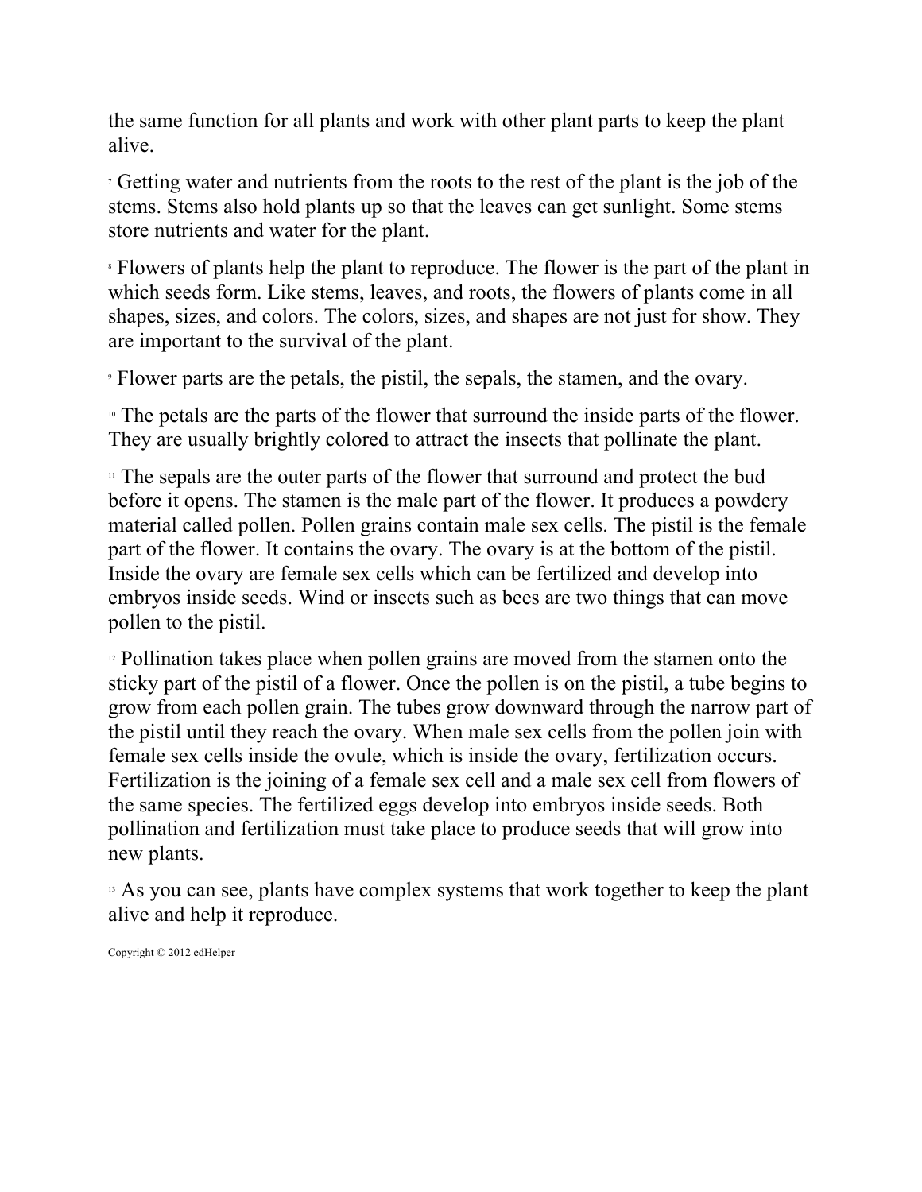the same function for all plants and work with other plant parts to keep the plant alive.

7 Getting water and nutrients from the roots to the rest of the plant is the job of the stems. Stems also hold plants up so that the leaves can get sunlight. Some stems store nutrients and water for the plant.

8 Flowers of plants help the plant to reproduce. The flower is the part of the plant in which seeds form. Like stems, leaves, and roots, the flowers of plants come in all shapes, sizes, and colors. The colors, sizes, and shapes are not just for show. They are important to the survival of the plant.

9 Flower parts are the petals, the pistil, the sepals, the stamen, and the ovary.

10 The petals are the parts of the flower that surround the inside parts of the flower. They are usually brightly colored to attract the insects that pollinate the plant.

11 The sepals are the outer parts of the flower that surround and protect the bud before it opens. The stamen is the male part of the flower. It produces a powdery material called pollen. Pollen grains contain male sex cells. The pistil is the female part of the flower. It contains the ovary. The ovary is at the bottom of the pistil. Inside the ovary are female sex cells which can be fertilized and develop into embryos inside seeds. Wind or insects such as bees are two things that can move pollen to the pistil.

12 Pollination takes place when pollen grains are moved from the stamen onto the sticky part of the pistil of a flower. Once the pollen is on the pistil, a tube begins to grow from each pollen grain. The tubes grow downward through the narrow part of the pistil until they reach the ovary. When male sex cells from the pollen join with female sex cells inside the ovule, which is inside the ovary, fertilization occurs. Fertilization is the joining of a female sex cell and a male sex cell from flowers of the same species. The fertilized eggs develop into embryos inside seeds. Both pollination and fertilization must take place to produce seeds that will grow into new plants.

13 As you can see, plants have complex systems that work together to keep the plant alive and help it reproduce.

Copyright © 2012 edHelper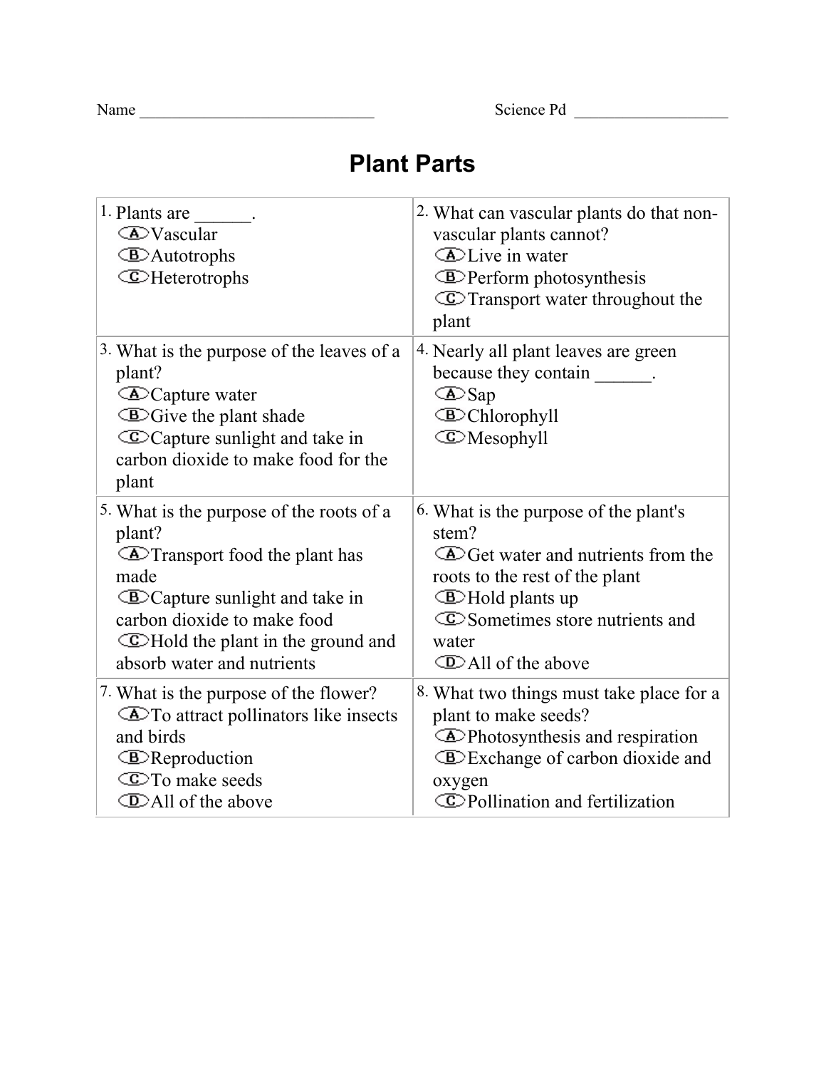Name ____________________________ Science Pd __________________

# Plant Parts

1. Plants are ______.
   - Ⓐ Vascular
   - Ⓑ Autotrophs
   - Ⓒ Heterotrophs

2. What can vascular plants do that non-vascular plants cannot?
   - Ⓐ Live in water
   - Ⓑ Perform photosynthesis
   - Ⓒ Transport water throughout the plant

3. What is the purpose of the leaves of a plant?
   - Ⓐ Capture water
   - Ⓑ Give the plant shade
   - Ⓒ Capture sunlight and take in carbon dioxide to make food for the plant

4. Nearly all plant leaves are green because they contain ______.
   - Ⓐ Sap
   - Ⓑ Chlorophyll
   - Ⓒ Mesophyll

5. What is the purpose of the roots of a plant?
   - Ⓐ Transport food the plant has made
   - Ⓑ Capture sunlight and take in carbon dioxide to make food
   - Ⓒ Hold the plant in the ground and absorb water and nutrients

6. What is the purpose of the plant's stem?
   - Ⓐ Get water and nutrients from the roots to the rest of the plant
   - Ⓑ Hold plants up
   - Ⓒ Sometimes store nutrients and water
   - Ⓓ All of the above

7. What is the purpose of the flower?
   - Ⓐ To attract pollinators like insects and birds
   - Ⓑ Reproduction
   - Ⓒ To make seeds
   - Ⓓ All of the above

8. What two things must take place for a plant to make seeds?
   - Ⓐ Photosynthesis and respiration
   - Ⓑ Exchange of carbon dioxide and oxygen
   - Ⓒ Pollination and fertilization